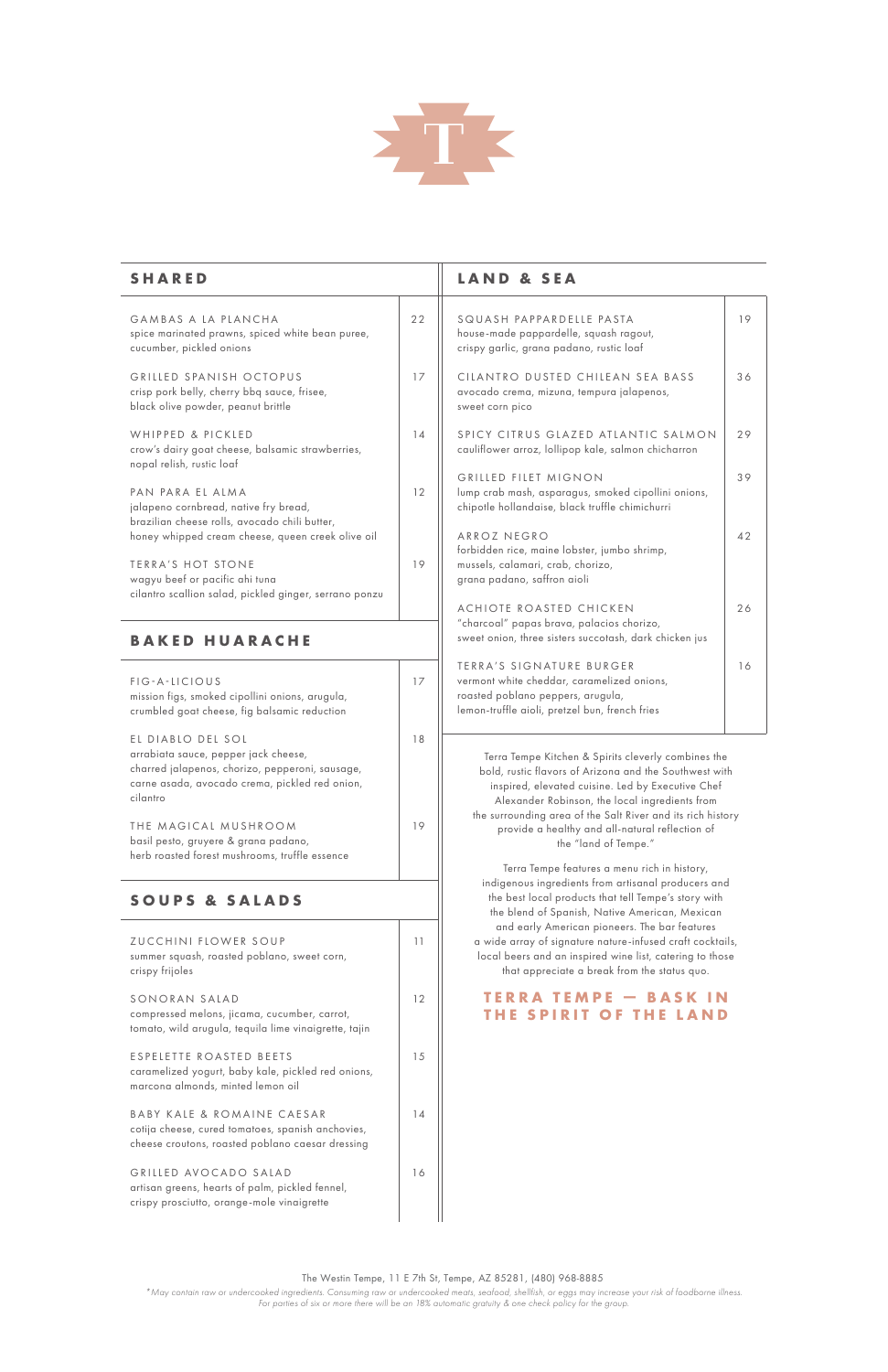T

## SHARED

**GAMBAS A LA PLANCHA** — 22
spice marinated prawns, spiced white bean puree, cucumber, pickled onions

**GRILLED SPANISH OCTOPUS** — 17
crisp pork belly, cherry bbq sauce, frisee, black olive powder, peanut brittle

**WHIPPED & PICKLED** — 14
crow's dairy goat cheese, balsamic strawberries, nopal relish, rustic loaf

**PAN PARA EL ALMA** — 12
jalapeno cornbread, native fry bread, brazilian cheese rolls, avocado chili butter, honey whipped cream cheese, queen creek olive oil

**TERRA'S HOT STONE** — 19
wagyu beef or pacific ahi tuna
cilantro scallion salad, pickled ginger, serrano ponzu

## BAKED HUARACHE

**FIG-A-LICIOUS** — 17
mission figs, smoked cipollini onions, arugula, crumbled goat cheese, fig balsamic reduction

**EL DIABLO DEL SOL** — 18
arrabiata sauce, pepper jack cheese, charred jalapenos, chorizo, pepperoni, sausage, carne asada, avocado crema, pickled red onion, cilantro

**THE MAGICAL MUSHROOM** — 19
basil pesto, gruyere & grana padano, herb roasted forest mushrooms, truffle essence

## SOUPS & SALADS

**ZUCCHINI FLOWER SOUP** — 11
summer squash, roasted poblano, sweet corn, crispy frijoles

**SONORAN SALAD** — 12
compressed melons, jicama, cucumber, carrot, tomato, wild arugula, tequila lime vinaigrette, tajin

**ESPELETTE ROASTED BEETS** — 15
caramelized yogurt, baby kale, pickled red onions, marcona almonds, minted lemon oil

**BABY KALE & ROMAINE CAESAR** — 14
cotija cheese, cured tomatoes, spanish anchovies, cheese croutons, roasted poblano caesar dressing

**GRILLED AVOCADO SALAD** — 16
artisan greens, hearts of palm, pickled fennel, crispy prosciutto, orange-mole vinaigrette

## LAND & SEA

**SQUASH PAPPARDELLE PASTA** — 19
house-made pappardelle, squash ragout, crispy garlic, grana padano, rustic loaf

**CILANTRO DUSTED CHILEAN SEA BASS** — 36
avocado crema, mizuna, tempura jalapenos, sweet corn pico

**SPICY CITRUS GLAZED ATLANTIC SALMON** — 29
cauliflower arroz, lollipop kale, salmon chicharron

**GRILLED FILET MIGNON** — 39
lump crab mash, asparagus, smoked cipollini onions, chipotle hollandaise, black truffle chimichurri

**ARROZ NEGRO** — 42
forbidden rice, maine lobster, jumbo shrimp, mussels, calamari, crab, chorizo, grana padano, saffron aioli

**ACHIOTE ROASTED CHICKEN** — 26
"charcoal" papas brava, palacios chorizo, sweet onion, three sisters succotash, dark chicken jus

**TERRA'S SIGNATURE BURGER** — 16
vermont white cheddar, caramelized onions, roasted poblano peppers, arugula, lemon-truffle aioli, pretzel bun, french fries

Terra Tempe Kitchen & Spirits cleverly combines the bold, rustic flavors of Arizona and the Southwest with inspired, elevated cuisine. Led by Executive Chef Alexander Robinson, the local ingredients from the surrounding area of the Salt River and its rich history provide a healthy and all-natural reflection of the "land of Tempe."

Terra Tempe features a menu rich in history, indigenous ingredients from artisanal producers and the best local products that tell Tempe's story with the blend of Spanish, Native American, Mexican and early American pioneers. The bar features a wide array of signature nature-infused craft cocktails, local beers and an inspired wine list, catering to those that appreciate a break from the status quo.

**TERRA TEMPE — BASK IN THE SPIRIT OF THE LAND**

The Westin Tempe, 11 E 7th St, Tempe, AZ 85281, (480) 968-8885

*\*May contain raw or undercooked ingredients. Consuming raw or undercooked meats, seafood, shellfish, or eggs may increase your risk of foodborne illness. For parties of six or more there will be an 18% automatic gratuity & one check policy for the group.*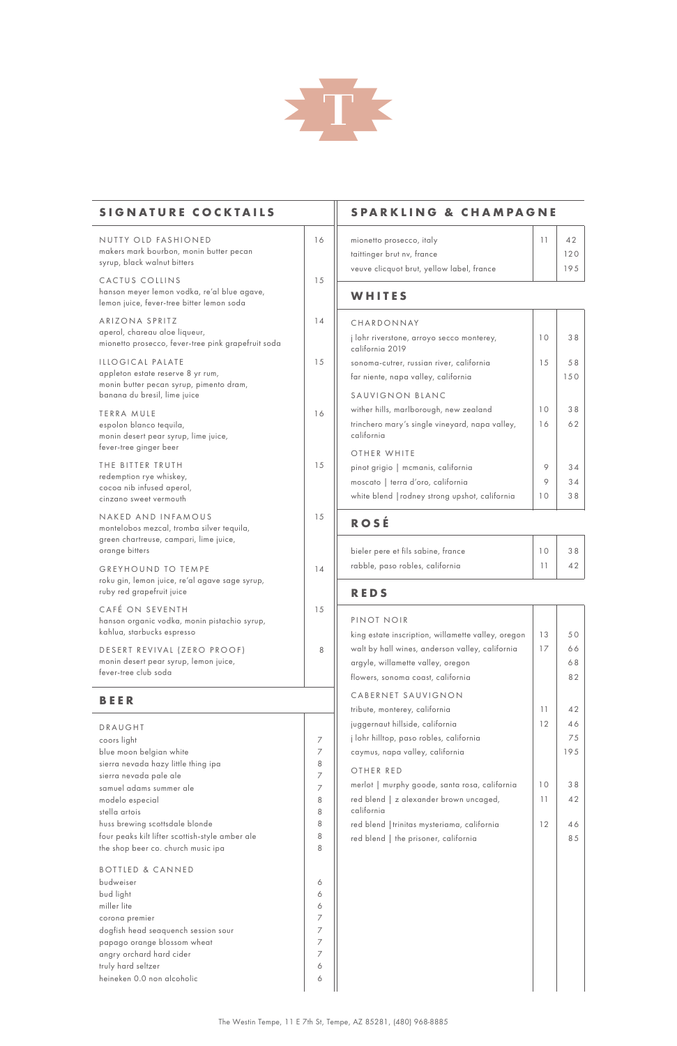T

## SIGNATURE COCKTAILS

| | |
|---|---|
| **NUTTY OLD FASHIONED**<br>makers mark bourbon, monin butter pecan syrup, black walnut bitters | 16 |
| **CACTUS COLLINS**<br>hanson meyer lemon vodka, re'al blue agave, lemon juice, fever-tree bitter lemon soda | 15 |
| **ARIZONA SPRITZ**<br>aperol, chareau aloe liqueur, mionetto prosecco, fever-tree pink grapefruit soda | 14 |
| **ILLOGICAL PALATE**<br>appleton estate reserve 8 yr rum, monin butter pecan syrup, pimento dram, banana du bresil, lime juice | 15 |
| **TERRA MULE**<br>espolon blanco tequila, monin desert pear syrup, lime juice, fever-tree ginger beer | 16 |
| **THE BITTER TRUTH**<br>redemption rye whiskey, cocoa nib infused aperol, cinzano sweet vermouth | 15 |
| **NAKED AND INFAMOUS**<br>montelobos mezcal, tromba silver tequila, green chartreuse, campari, lime juice, orange bitters | 15 |
| **GREYHOUND TO TEMPE**<br>roku gin, lemon juice, re'al agave sage syrup, ruby red grapefruit juice | 14 |
| **CAFÉ ON SEVENTH**<br>hanson organic vodka, monin pistachio syrup, kahlua, starbucks espresso | 15 |
| **DESERT REVIVAL (ZERO PROOF)**<br>monin desert pear syrup, lemon juice, fever-tree club soda | 8 |

## BEER

| | |
|---|---|
| **DRAUGHT** | |
| coors light | 7 |
| blue moon belgian white | 7 |
| sierra nevada hazy little thing ipa | 8 |
| sierra nevada pale ale | 7 |
| samuel adams summer ale | 7 |
| modelo especial | 8 |
| stella artois | 8 |
| huss brewing scottsdale blonde | 8 |
| four peaks kilt lifter scottish-style amber ale | 8 |
| the shop beer co. church music ipa | 8 |
| **BOTTLED & CANNED** | |
| budweiser | 6 |
| bud light | 6 |
| miller lite | 6 |
| corona premier | 7 |
| dogfish head seaquench session sour | 7 |
| papago orange blossom wheat | 7 |
| angry orchard hard cider | 7 |
| truly hard seltzer | 6 |
| heineken 0.0 non alcoholic | 6 |

## SPARKLING & CHAMPAGNE

| | | |
|---|---|---|
| mionetto prosecco, italy | 11 | 42 |
| taittinger brut nv, france | | 120 |
| veuve clicquot brut, yellow label, france | | 195 |

## WHITES

| | | |
|---|---|---|
| **CHARDONNAY** | | |
| j lohr riverstone, arroyo secco monterey, california 2019 | 10 | 38 |
| sonoma-cutrer, russian river, california | 15 | 58 |
| far niente, napa valley, california | | 150 |
| **SAUVIGNON BLANC** | | |
| wither hills, marlborough, new zealand | 10 | 38 |
| trinchero mary's single vineyard, napa valley, california | 16 | 62 |
| **OTHER WHITE** | | |
| pinot grigio \| mcmanis, california | 9 | 34 |
| moscato \| terra d'oro, california | 9 | 34 |
| white blend \| rodney strong upshot, california | 10 | 38 |

## ROSÉ

| | | |
|---|---|---|
| bieler pere et fils sabine, france | 10 | 38 |
| rabble, paso robles, california | 11 | 42 |

## REDS

| | | |
|---|---|---|
| **PINOT NOIR** | | |
| king estate inscription, willamette valley, oregon | 13 | 50 |
| walt by hall wines, anderson valley, california | 17 | 66 |
| argyle, willamette valley, oregon | | 68 |
| flowers, sonoma coast, california | | 82 |
| **CABERNET SAUVIGNON** | | |
| tribute, monterey, california | 11 | 42 |
| juggernaut hillside, california | 12 | 46 |
| j lohr hilltop, paso robles, california | | 75 |
| caymus, napa valley, california | | 195 |
| **OTHER RED** | | |
| merlot \| murphy goode, santa rosa, california | 10 | 38 |
| red blend \| z alexander brown uncaged, california | 11 | 42 |
| red blend \| trinitas mysteriama, california | 12 | 46 |
| red blend \| the prisoner, california | | 85 |

The Westin Tempe, 11 E 7th St, Tempe, AZ 85281, (480) 968-8885